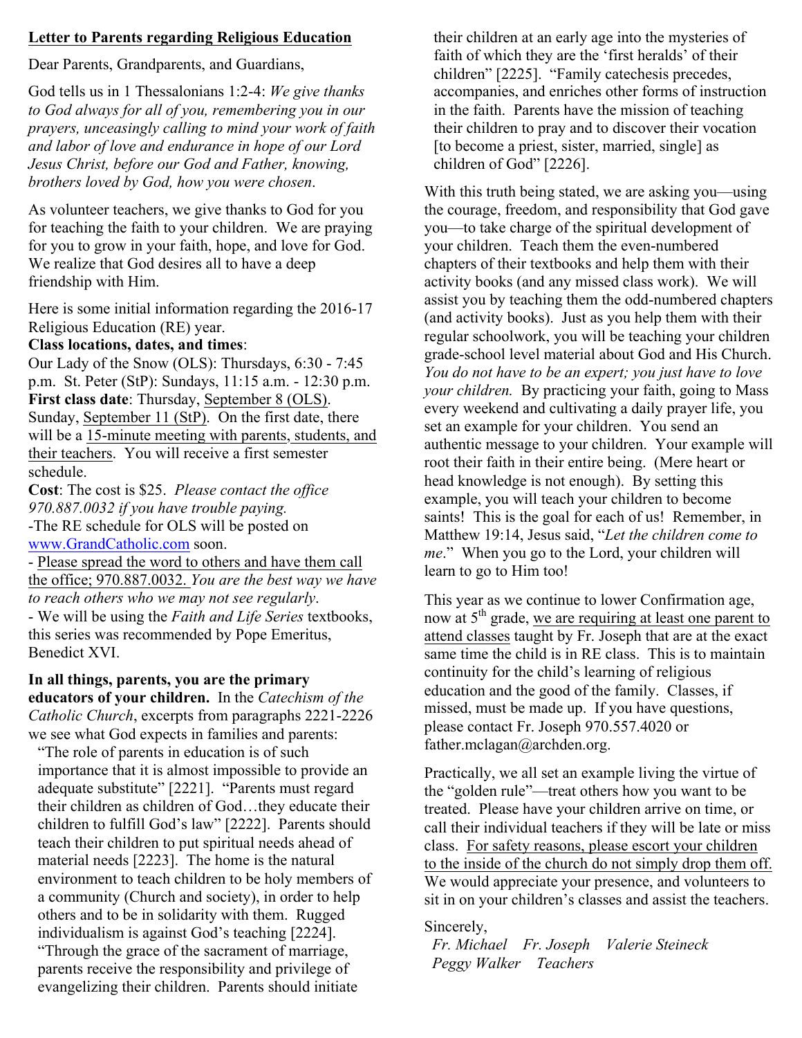**Letter to Parents regarding Religious Education**

Dear Parents, Grandparents, and Guardians,

God tells us in 1 Thessalonians 1:2-4: *We give thanks to God always for all of you, remembering you in our prayers, unceasingly calling to mind your work of faith and labor of love and endurance in hope of our Lord Jesus Christ, before our God and Father, knowing, brothers loved by God, how you were chosen*.

As volunteer teachers, we give thanks to God for you for teaching the faith to your children. We are praying for you to grow in your faith, hope, and love for God. We realize that God desires all to have a deep friendship with Him.

Here is some initial information regarding the 2016-17 Religious Education (RE) year.

**Class locations, dates, and times**:
Our Lady of the Snow (OLS): Thursdays, 6:30 - 7:45 p.m. St. Peter (StP): Sundays, 11:15 a.m. - 12:30 p.m.
**First class date**: Thursday, September 8 (OLS). Sunday, September 11 (StP). On the first date, there will be a 15-minute meeting with parents, students, and their teachers. You will receive a first semester schedule.
**Cost**: The cost is $25. *Please contact the office 970.887.0032 if you have trouble paying.*
-The RE schedule for OLS will be posted on www.GrandCatholic.com soon.
- Please spread the word to others and have them call the office; 970.887.0032. *You are the best way we have to reach others who we may not see regularly*.
- We will be using the *Faith and Life Series* textbooks, this series was recommended by Pope Emeritus, Benedict XVI.

**In all things, parents, you are the primary educators of your children.** In the *Catechism of the Catholic Church*, excerpts from paragraphs 2221-2226 we see what God expects in families and parents:

> "The role of parents in education is of such importance that it is almost impossible to provide an adequate substitute" [2221]. "Parents must regard their children as children of God…they educate their children to fulfill God's law" [2222]. Parents should teach their children to put spiritual needs ahead of material needs [2223]. The home is the natural environment to teach children to be holy members of a community (Church and society), in order to help others and to be in solidarity with them. Rugged individualism is against God's teaching [2224]. "Through the grace of the sacrament of marriage, parents receive the responsibility and privilege of evangelizing their children. Parents should initiate their children at an early age into the mysteries of faith of which they are the 'first heralds' of their children" [2225]. "Family catechesis precedes, accompanies, and enriches other forms of instruction in the faith. Parents have the mission of teaching their children to pray and to discover their vocation [to become a priest, sister, married, single] as children of God" [2226].

With this truth being stated, we are asking you—using the courage, freedom, and responsibility that God gave you—to take charge of the spiritual development of your children. Teach them the even-numbered chapters of their textbooks and help them with their activity books (and any missed class work). We will assist you by teaching them the odd-numbered chapters (and activity books). Just as you help them with their regular schoolwork, you will be teaching your children grade-school level material about God and His Church. *You do not have to be an expert; you just have to love your children.* By practicing your faith, going to Mass every weekend and cultivating a daily prayer life, you set an example for your children. You send an authentic message to your children. Your example will root their faith in their entire being. (Mere heart or head knowledge is not enough). By setting this example, you will teach your children to become saints! This is the goal for each of us! Remember, in Matthew 19:14, Jesus said, "*Let the children come to me*." When you go to the Lord, your children will learn to go to Him too!

This year as we continue to lower Confirmation age, now at 5th grade, we are requiring at least one parent to attend classes taught by Fr. Joseph that are at the exact same time the child is in RE class. This is to maintain continuity for the child's learning of religious education and the good of the family. Classes, if missed, must be made up. If you have questions, please contact Fr. Joseph 970.557.4020 or father.mclagan@archden.org.

Practically, we all set an example living the virtue of the "golden rule"—treat others how you want to be treated. Please have your children arrive on time, or call their individual teachers if they will be late or miss class. For safety reasons, please escort your children to the inside of the church do not simply drop them off. We would appreciate your presence, and volunteers to sit in on your children's classes and assist the teachers.

Sincerely,

*Fr. Michael Fr. Joseph Valerie Steineck*
*Peggy Walker Teachers*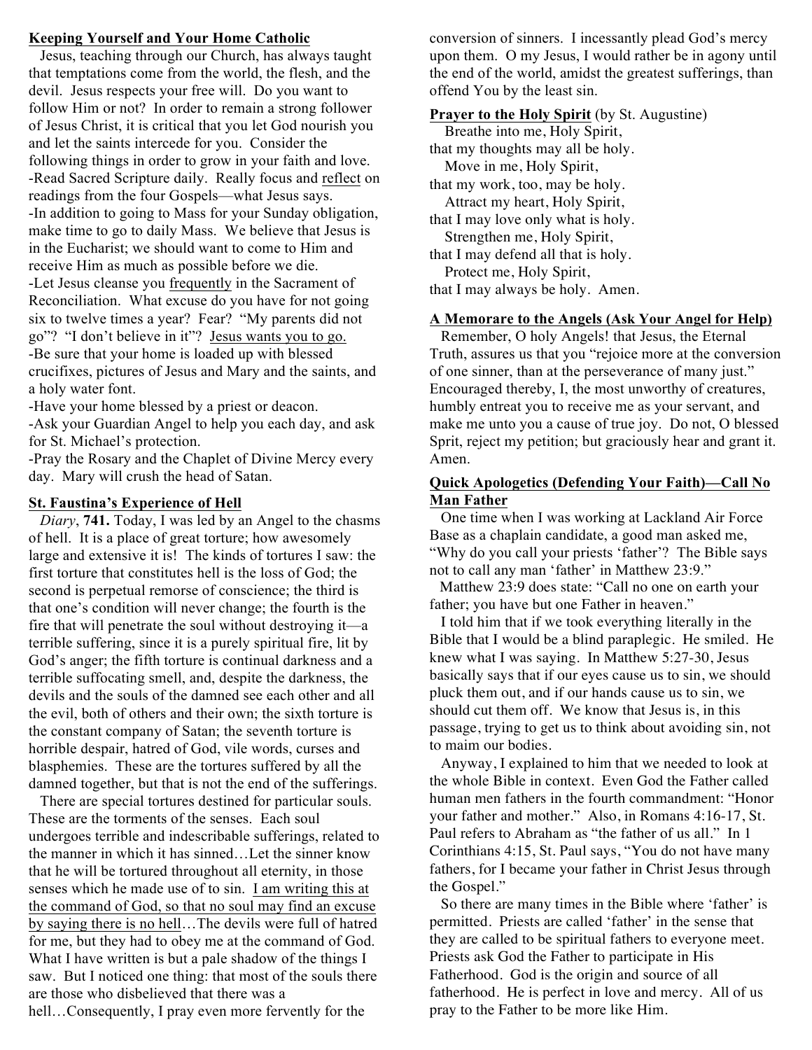## Keeping Yourself and Your Home Catholic

Jesus, teaching through our Church, has always taught that temptations come from the world, the flesh, and the devil. Jesus respects your free will. Do you want to follow Him or not? In order to remain a strong follower of Jesus Christ, it is critical that you let God nourish you and let the saints intercede for you. Consider the following things in order to grow in your faith and love.

- Read Sacred Scripture daily. Really focus and reflect on readings from the four Gospels—what Jesus says.
- In addition to going to Mass for your Sunday obligation, make time to go to daily Mass. We believe that Jesus is in the Eucharist; we should want to come to Him and receive Him as much as possible before we die.
- Let Jesus cleanse you frequently in the Sacrament of Reconciliation. What excuse do you have for not going six to twelve times a year? Fear? "My parents did not go"? "I don't believe in it"? Jesus wants you to go.
- Be sure that your home is loaded up with blessed crucifixes, pictures of Jesus and Mary and the saints, and a holy water font.
- Have your home blessed by a priest or deacon.
- Ask your Guardian Angel to help you each day, and ask for St. Michael's protection.
- Pray the Rosary and the Chaplet of Divine Mercy every day. Mary will crush the head of Satan.

## St. Faustina's Experience of Hell

*Diary*, **741.** Today, I was led by an Angel to the chasms of hell. It is a place of great torture; how awesomely large and extensive it is! The kinds of tortures I saw: the first torture that constitutes hell is the loss of God; the second is perpetual remorse of conscience; the third is that one's condition will never change; the fourth is the fire that will penetrate the soul without destroying it—a terrible suffering, since it is a purely spiritual fire, lit by God's anger; the fifth torture is continual darkness and a terrible suffocating smell, and, despite the darkness, the devils and the souls of the damned see each other and all the evil, both of others and their own; the sixth torture is the constant company of Satan; the seventh torture is horrible despair, hatred of God, vile words, curses and blasphemies. These are the tortures suffered by all the damned together, but that is not the end of the sufferings.

There are special tortures destined for particular souls. These are the torments of the senses. Each soul undergoes terrible and indescribable sufferings, related to the manner in which it has sinned…Let the sinner know that he will be tortured throughout all eternity, in those senses which he made use of to sin. I am writing this at the command of God, so that no soul may find an excuse by saying there is no hell…The devils were full of hatred for me, but they had to obey me at the command of God. What I have written is but a pale shadow of the things I saw. But I noticed one thing: that most of the souls there are those who disbelieved that there was a hell…Consequently, I pray even more fervently for the conversion of sinners. I incessantly plead God's mercy upon them. O my Jesus, I would rather be in agony until the end of the world, amidst the greatest sufferings, than offend You by the least sin.

## Prayer to the Holy Spirit (by St. Augustine)

Breathe into me, Holy Spirit,
that my thoughts may all be holy.
Move in me, Holy Spirit,
that my work, too, may be holy.
Attract my heart, Holy Spirit,
that I may love only what is holy.
Strengthen me, Holy Spirit,
that I may defend all that is holy.
Protect me, Holy Spirit,
that I may always be holy. Amen.

## A Memorare to the Angels (Ask Your Angel for Help)

Remember, O holy Angels! that Jesus, the Eternal Truth, assures us that you "rejoice more at the conversion of one sinner, than at the perseverance of many just." Encouraged thereby, I, the most unworthy of creatures, humbly entreat you to receive me as your servant, and make me unto you a cause of true joy. Do not, O blessed Sprit, reject my petition; but graciously hear and grant it. Amen.

## Quick Apologetics (Defending Your Faith)—Call No Man Father

One time when I was working at Lackland Air Force Base as a chaplain candidate, a good man asked me, "Why do you call your priests 'father'? The Bible says not to call any man 'father' in Matthew 23:9."

Matthew 23:9 does state: "Call no one on earth your father; you have but one Father in heaven."

I told him that if we took everything literally in the Bible that I would be a blind paraplegic. He smiled. He knew what I was saying. In Matthew 5:27-30, Jesus basically says that if our eyes cause us to sin, we should pluck them out, and if our hands cause us to sin, we should cut them off. We know that Jesus is, in this passage, trying to get us to think about avoiding sin, not to maim our bodies.

Anyway, I explained to him that we needed to look at the whole Bible in context. Even God the Father called human men fathers in the fourth commandment: "Honor your father and mother." Also, in Romans 4:16-17, St. Paul refers to Abraham as "the father of us all." In 1 Corinthians 4:15, St. Paul says, "You do not have many fathers, for I became your father in Christ Jesus through the Gospel."

So there are many times in the Bible where 'father' is permitted. Priests are called 'father' in the sense that they are called to be spiritual fathers to everyone meet. Priests ask God the Father to participate in His Fatherhood. God is the origin and source of all fatherhood. He is perfect in love and mercy. All of us pray to the Father to be more like Him.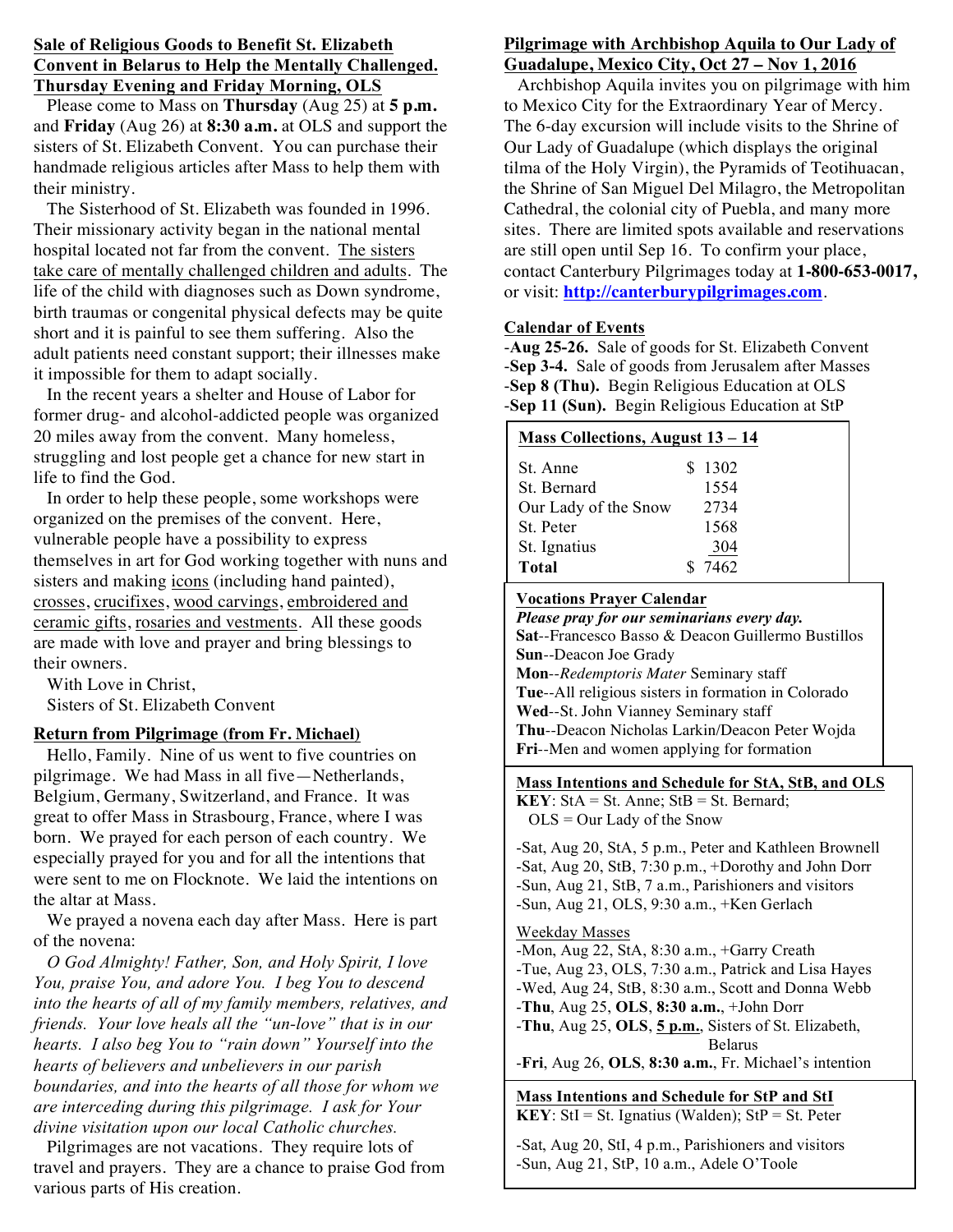## Sale of Religious Goods to Benefit St. Elizabeth Convent in Belarus to Help the Mentally Challenged. Thursday Evening and Friday Morning, OLS

Please come to Mass on **Thursday** (Aug 25) at **5 p.m.** and **Friday** (Aug 26) at **8:30 a.m.** at OLS and support the sisters of St. Elizabeth Convent. You can purchase their handmade religious articles after Mass to help them with their ministry.

The Sisterhood of St. Elizabeth was founded in 1996. Their missionary activity began in the national mental hospital located not far from the convent. The sisters take care of mentally challenged children and adults. The life of the child with diagnoses such as Down syndrome, birth traumas or congenital physical defects may be quite short and it is painful to see them suffering. Also the adult patients need constant support; their illnesses make it impossible for them to adapt socially.

In the recent years a shelter and House of Labor for former drug- and alcohol-addicted people was organized 20 miles away from the convent. Many homeless, struggling and lost people get a chance for new start in life to find the God.

In order to help these people, some workshops were organized on the premises of the convent. Here, vulnerable people have a possibility to express themselves in art for God working together with nuns and sisters and making icons (including hand painted), crosses, crucifixes, wood carvings, embroidered and ceramic gifts, rosaries and vestments. All these goods are made with love and prayer and bring blessings to their owners.

With Love in Christ,
Sisters of St. Elizabeth Convent

## Return from Pilgrimage (from Fr. Michael)

Hello, Family. Nine of us went to five countries on pilgrimage. We had Mass in all five—Netherlands, Belgium, Germany, Switzerland, and France. It was great to offer Mass in Strasbourg, France, where I was born. We prayed for each person of each country. We especially prayed for you and for all the intentions that were sent to me on Flocknote. We laid the intentions on the altar at Mass.

We prayed a novena each day after Mass. Here is part of the novena:

*O God Almighty! Father, Son, and Holy Spirit, I love You, praise You, and adore You. I beg You to descend into the hearts of all of my family members, relatives, and friends. Your love heals all the "un-love" that is in our hearts. I also beg You to "rain down" Yourself into the hearts of believers and unbelievers in our parish boundaries, and into the hearts of all those for whom we are interceding during this pilgrimage. I ask for Your divine visitation upon our local Catholic churches.*

Pilgrimages are not vacations. They require lots of travel and prayers. They are a chance to praise God from various parts of His creation.

## Pilgrimage with Archbishop Aquila to Our Lady of Guadalupe, Mexico City, Oct 27 – Nov 1, 2016

Archbishop Aquila invites you on pilgrimage with him to Mexico City for the Extraordinary Year of Mercy. The 6-day excursion will include visits to the Shrine of Our Lady of Guadalupe (which displays the original tilma of the Holy Virgin), the Pyramids of Teotihuacan, the Shrine of San Miguel Del Milagro, the Metropolitan Cathedral, the colonial city of Puebla, and many more sites. There are limited spots available and reservations are still open until Sep 16. To confirm your place, contact Canterbury Pilgrimages today at **1-800-653-0017,** or visit: **http://canterburypilgrimages.com**.

## Calendar of Events

- **Aug 25-26.** Sale of goods for St. Elizabeth Convent
- **Sep 3-4.** Sale of goods from Jerusalem after Masses
- **Sep 8 (Thu).** Begin Religious Education at OLS
- **Sep 11 (Sun).** Begin Religious Education at StP

## Mass Collections, August 13 – 14

| | |
|---|---|
| St. Anne | $ 1302 |
| St. Bernard | 1554 |
| Our Lady of the Snow | 2734 |
| St. Peter | 1568 |
| St. Ignatius | 304 |
| **Total** | $ 7462 |

## Vocations Prayer Calendar

***Please pray for our seminarians every day.***

**Sat**--Francesco Basso & Deacon Guillermo Bustillos
**Sun**--Deacon Joe Grady
**Mon**--*Redemptoris Mater* Seminary staff
**Tue**--All religious sisters in formation in Colorado
**Wed**--St. John Vianney Seminary staff
**Thu**--Deacon Nicholas Larkin/Deacon Peter Wojda
**Fri**--Men and women applying for formation

## Mass Intentions and Schedule for StA, StB, and OLS

**KEY**: StA = St. Anne; StB = St. Bernard;
OLS = Our Lady of the Snow

- Sat, Aug 20, StA, 5 p.m., Peter and Kathleen Brownell
- Sat, Aug 20, StB, 7:30 p.m., +Dorothy and John Dorr
- Sun, Aug 21, StB, 7 a.m., Parishioners and visitors
- Sun, Aug 21, OLS, 9:30 a.m., +Ken Gerlach

Weekday Masses

- Mon, Aug 22, StA, 8:30 a.m., +Garry Creath
- Tue, Aug 23, OLS, 7:30 a.m., Patrick and Lisa Hayes
- Wed, Aug 24, StB, 8:30 a.m., Scott and Donna Webb
- **Thu**, Aug 25, **OLS**, **8:30 a.m.**, +John Dorr
- **Thu**, Aug 25, **OLS**, **5 p.m.**, Sisters of St. Elizabeth, Belarus
- **Fri**, Aug 26, **OLS**, **8:30 a.m.**, Fr. Michael's intention

## Mass Intentions and Schedule for StP and StI

**KEY**: StI = St. Ignatius (Walden); StP = St. Peter

- Sat, Aug 20, StI, 4 p.m., Parishioners and visitors
- Sun, Aug 21, StP, 10 a.m., Adele O'Toole